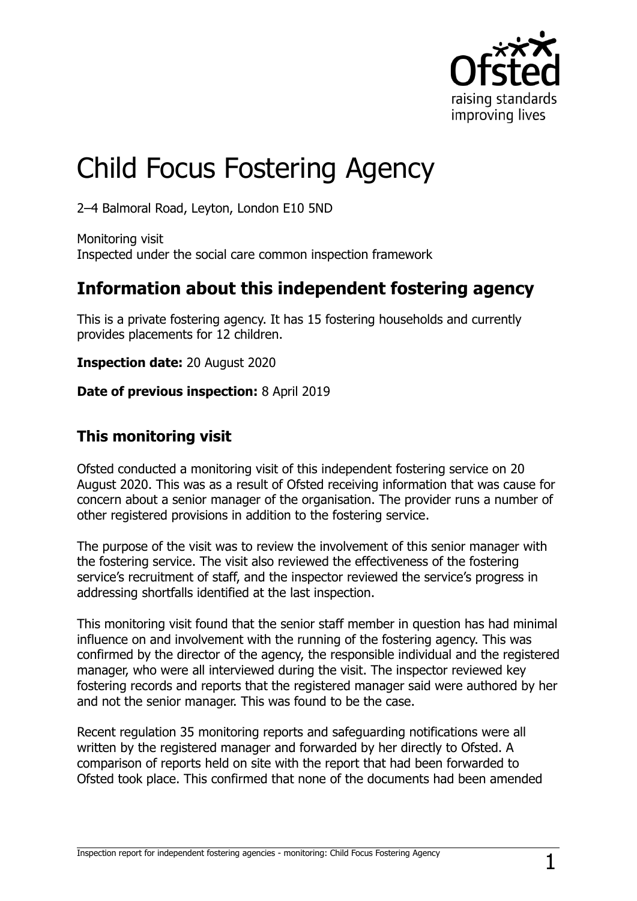# Child Focus Fostering Agency

2–4 Balmoral Road, Leyton, London E10 5ND

Monitoring visit
Inspected under the social care common inspection framework

## Information about this independent fostering agency

This is a private fostering agency. It has 15 fostering households and currently provides placements for 12 children.

**Inspection date:** 20 August 2020

**Date of previous inspection:** 8 April 2019

### This monitoring visit

Ofsted conducted a monitoring visit of this independent fostering service on 20 August 2020. This was as a result of Ofsted receiving information that was cause for concern about a senior manager of the organisation. The provider runs a number of other registered provisions in addition to the fostering service.

The purpose of the visit was to review the involvement of this senior manager with the fostering service. The visit also reviewed the effectiveness of the fostering service's recruitment of staff, and the inspector reviewed the service's progress in addressing shortfalls identified at the last inspection.

This monitoring visit found that the senior staff member in question has had minimal influence on and involvement with the running of the fostering agency. This was confirmed by the director of the agency, the responsible individual and the registered manager, who were all interviewed during the visit. The inspector reviewed key fostering records and reports that the registered manager said were authored by her and not the senior manager. This was found to be the case.

Recent regulation 35 monitoring reports and safeguarding notifications were all written by the registered manager and forwarded by her directly to Ofsted. A comparison of reports held on site with the report that had been forwarded to Ofsted took place. This confirmed that none of the documents had been amended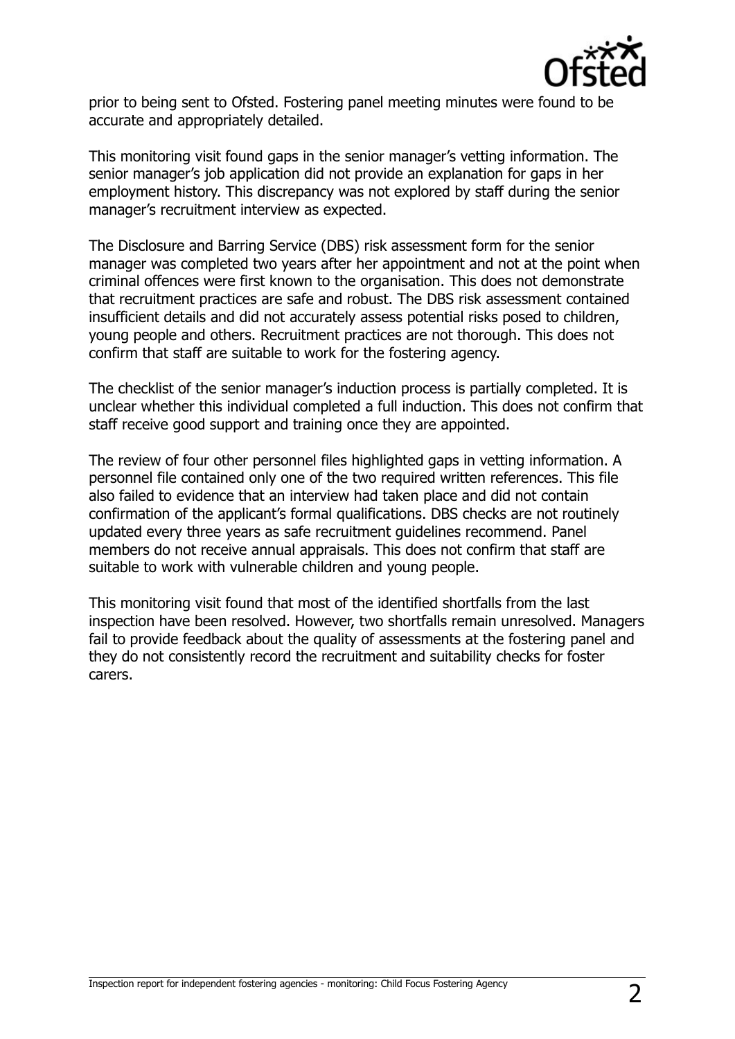prior to being sent to Ofsted. Fostering panel meeting minutes were found to be accurate and appropriately detailed.

This monitoring visit found gaps in the senior manager's vetting information. The senior manager's job application did not provide an explanation for gaps in her employment history. This discrepancy was not explored by staff during the senior manager's recruitment interview as expected.

The Disclosure and Barring Service (DBS) risk assessment form for the senior manager was completed two years after her appointment and not at the point when criminal offences were first known to the organisation. This does not demonstrate that recruitment practices are safe and robust. The DBS risk assessment contained insufficient details and did not accurately assess potential risks posed to children, young people and others. Recruitment practices are not thorough. This does not confirm that staff are suitable to work for the fostering agency.

The checklist of the senior manager's induction process is partially completed. It is unclear whether this individual completed a full induction. This does not confirm that staff receive good support and training once they are appointed.

The review of four other personnel files highlighted gaps in vetting information. A personnel file contained only one of the two required written references. This file also failed to evidence that an interview had taken place and did not contain confirmation of the applicant's formal qualifications. DBS checks are not routinely updated every three years as safe recruitment guidelines recommend. Panel members do not receive annual appraisals. This does not confirm that staff are suitable to work with vulnerable children and young people.

This monitoring visit found that most of the identified shortfalls from the last inspection have been resolved. However, two shortfalls remain unresolved. Managers fail to provide feedback about the quality of assessments at the fostering panel and they do not consistently record the recruitment and suitability checks for foster carers.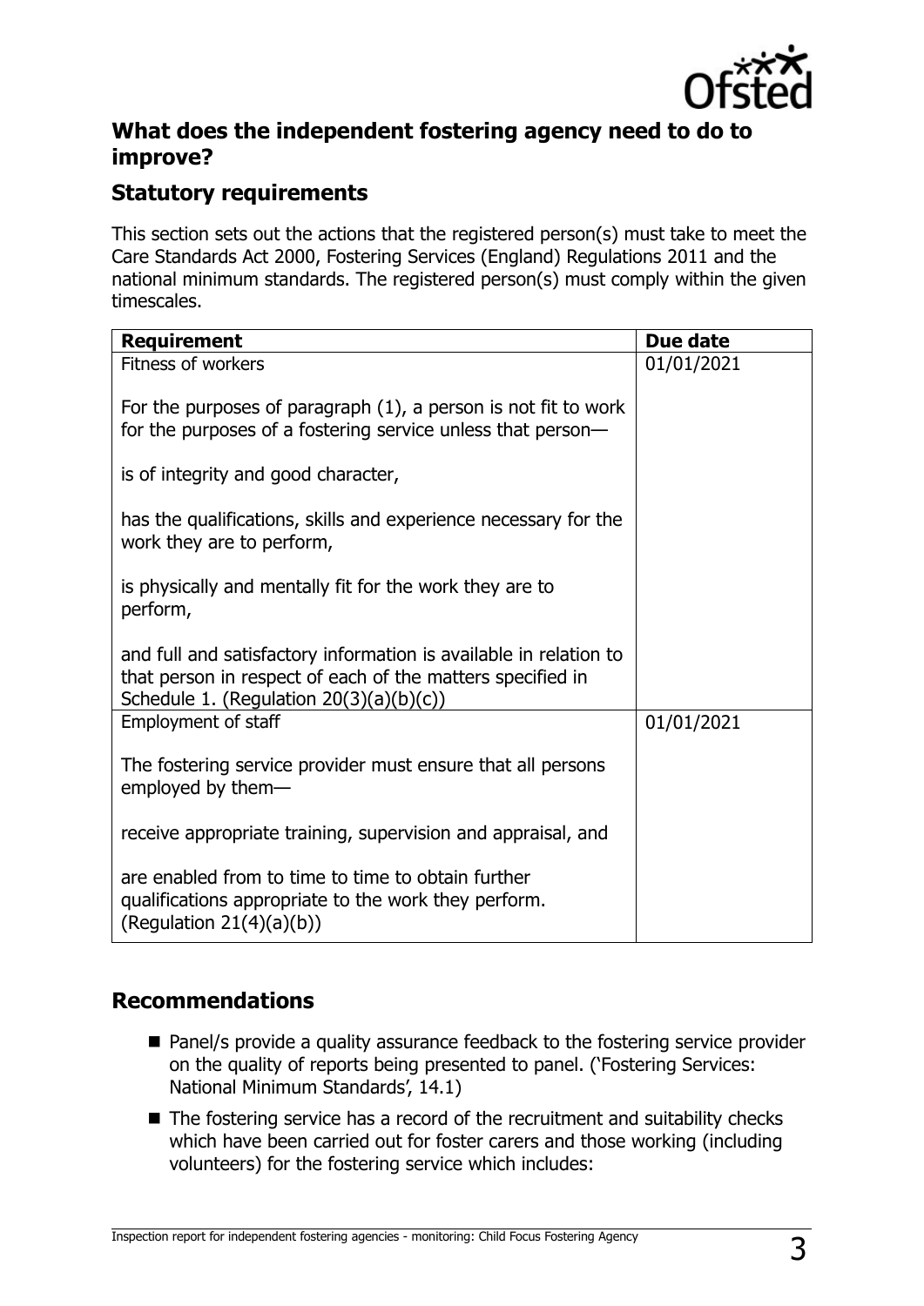## What does the independent fostering agency need to do to improve?

### Statutory requirements

This section sets out the actions that the registered person(s) must take to meet the Care Standards Act 2000, Fostering Services (England) Regulations 2011 and the national minimum standards. The registered person(s) must comply within the given timescales.

| Requirement | Due date |
| --- | --- |
| Fitness of workers<br><br>For the purposes of paragraph (1), a person is not fit to work for the purposes of a fostering service unless that person—<br><br>is of integrity and good character,<br><br>has the qualifications, skills and experience necessary for the work they are to perform,<br><br>is physically and mentally fit for the work they are to perform,<br><br>and full and satisfactory information is available in relation to that person in respect of each of the matters specified in Schedule 1. (Regulation 20(3)(a)(b)(c)) | 01/01/2021 |
| Employment of staff<br><br>The fostering service provider must ensure that all persons employed by them—<br><br>receive appropriate training, supervision and appraisal, and<br><br>are enabled from to time to obtain further qualifications appropriate to the work they perform. (Regulation 21(4)(a)(b)) | 01/01/2021 |

### Recommendations

- Panel/s provide a quality assurance feedback to the fostering service provider on the quality of reports being presented to panel. ('Fostering Services: National Minimum Standards', 14.1)
- The fostering service has a record of the recruitment and suitability checks which have been carried out for foster carers and those working (including volunteers) for the fostering service which includes: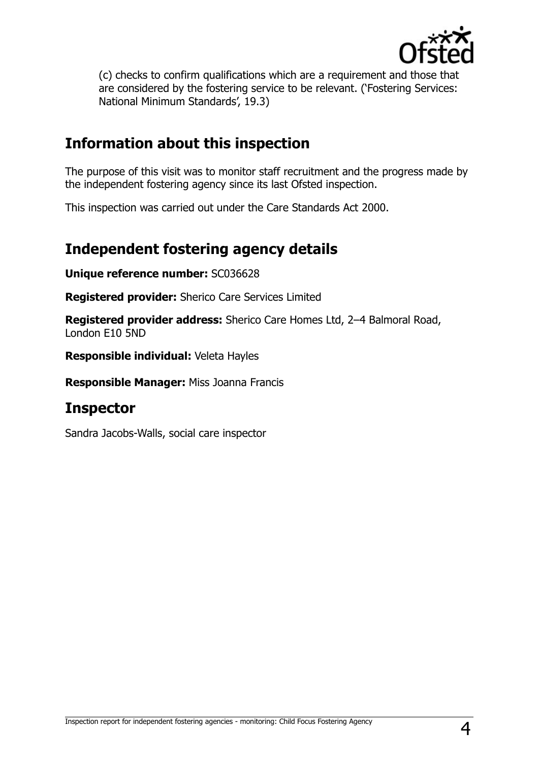(c) checks to confirm qualifications which are a requirement and those that are considered by the fostering service to be relevant. ('Fostering Services: National Minimum Standards', 19.3)

## Information about this inspection

The purpose of this visit was to monitor staff recruitment and the progress made by the independent fostering agency since its last Ofsted inspection.

This inspection was carried out under the Care Standards Act 2000.

## Independent fostering agency details

**Unique reference number:** SC036628

**Registered provider:** Sherico Care Services Limited

**Registered provider address:** Sherico Care Homes Ltd, 2–4 Balmoral Road, London E10 5ND

**Responsible individual:** Veleta Hayles

**Responsible Manager:** Miss Joanna Francis

## Inspector

Sandra Jacobs-Walls, social care inspector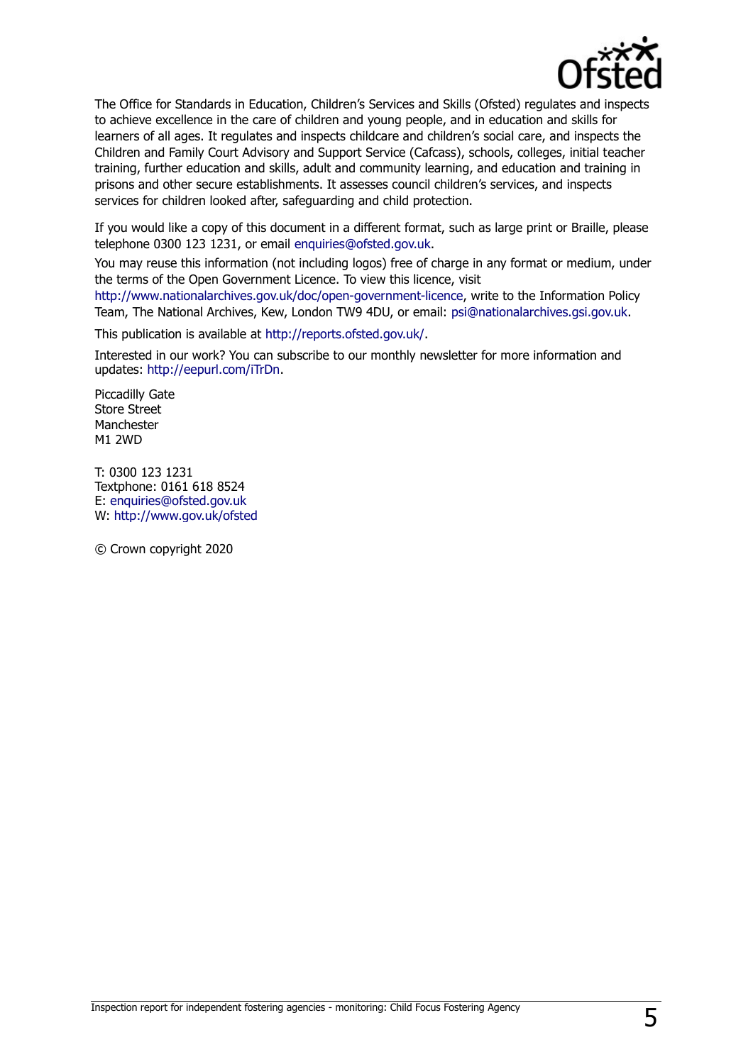The Office for Standards in Education, Children's Services and Skills (Ofsted) regulates and inspects to achieve excellence in the care of children and young people, and in education and skills for learners of all ages. It regulates and inspects childcare and children's social care, and inspects the Children and Family Court Advisory and Support Service (Cafcass), schools, colleges, initial teacher training, further education and skills, adult and community learning, and education and training in prisons and other secure establishments. It assesses council children's services, and inspects services for children looked after, safeguarding and child protection.

If you would like a copy of this document in a different format, such as large print or Braille, please telephone 0300 123 1231, or email enquiries@ofsted.gov.uk.

You may reuse this information (not including logos) free of charge in any format or medium, under the terms of the Open Government Licence. To view this licence, visit http://www.nationalarchives.gov.uk/doc/open-government-licence, write to the Information Policy Team, The National Archives, Kew, London TW9 4DU, or email: psi@nationalarchives.gsi.gov.uk.

This publication is available at http://reports.ofsted.gov.uk/.

Interested in our work? You can subscribe to our monthly newsletter for more information and updates: http://eepurl.com/iTrDn.

Piccadilly Gate
Store Street
Manchester
M1 2WD

T: 0300 123 1231
Textphone: 0161 618 8524
E: enquiries@ofsted.gov.uk
W: http://www.gov.uk/ofsted

© Crown copyright 2020